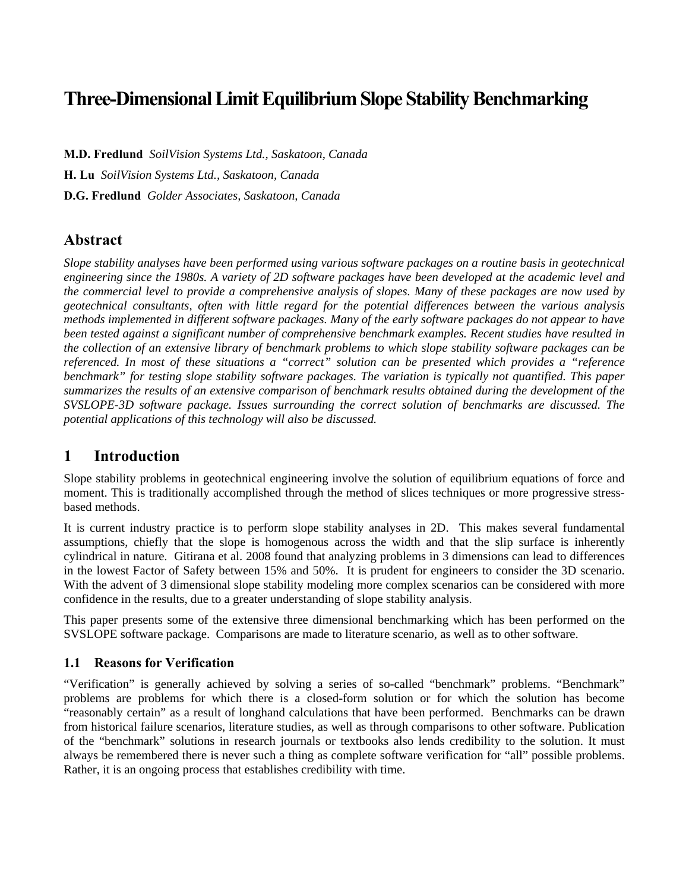# Three-Dimensional Limit Equilibrium Slope Stability Benchmarking

**M.D. Fredlund** *SoilVision Systems Ltd., Saskatoon, Canada*

**H. Lu** *SoilVision Systems Ltd., Saskatoon, Canada*

**D.G. Fredlund** *Golder Associates, Saskatoon, Canada*

## Abstract

*Slope stability analyses have been performed using various software packages on a routine basis in geotechnical engineering since the 1980s. A variety of 2D software packages have been developed at the academic level and the commercial level to provide a comprehensive analysis of slopes. Many of these packages are now used by geotechnical consultants, often with little regard for the potential differences between the various analysis methods implemented in different software packages. Many of the early software packages do not appear to have been tested against a significant number of comprehensive benchmark examples. Recent studies have resulted in the collection of an extensive library of benchmark problems to which slope stability software packages can be referenced. In most of these situations a "correct" solution can be presented which provides a "reference benchmark" for testing slope stability software packages. The variation is typically not quantified. This paper summarizes the results of an extensive comparison of benchmark results obtained during the development of the SVSLOPE-3D software package. Issues surrounding the correct solution of benchmarks are discussed. The potential applications of this technology will also be discussed.*

## 1 Introduction

Slope stability problems in geotechnical engineering involve the solution of equilibrium equations of force and moment. This is traditionally accomplished through the method of slices techniques or more progressive stress-based methods.

It is current industry practice is to perform slope stability analyses in 2D. This makes several fundamental assumptions, chiefly that the slope is homogenous across the width and that the slip surface is inherently cylindrical in nature. Gitirana et al. 2008 found that analyzing problems in 3 dimensions can lead to differences in the lowest Factor of Safety between 15% and 50%. It is prudent for engineers to consider the 3D scenario. With the advent of 3 dimensional slope stability modeling more complex scenarios can be considered with more confidence in the results, due to a greater understanding of slope stability analysis.

This paper presents some of the extensive three dimensional benchmarking which has been performed on the SVSLOPE software package. Comparisons are made to literature scenario, as well as to other software.

### 1.1 Reasons for Verification

"Verification" is generally achieved by solving a series of so-called "benchmark" problems. "Benchmark" problems are problems for which there is a closed-form solution or for which the solution has become "reasonably certain" as a result of longhand calculations that have been performed. Benchmarks can be drawn from historical failure scenarios, literature studies, as well as through comparisons to other software. Publication of the "benchmark" solutions in research journals or textbooks also lends credibility to the solution. It must always be remembered there is never such a thing as complete software verification for "all" possible problems. Rather, it is an ongoing process that establishes credibility with time.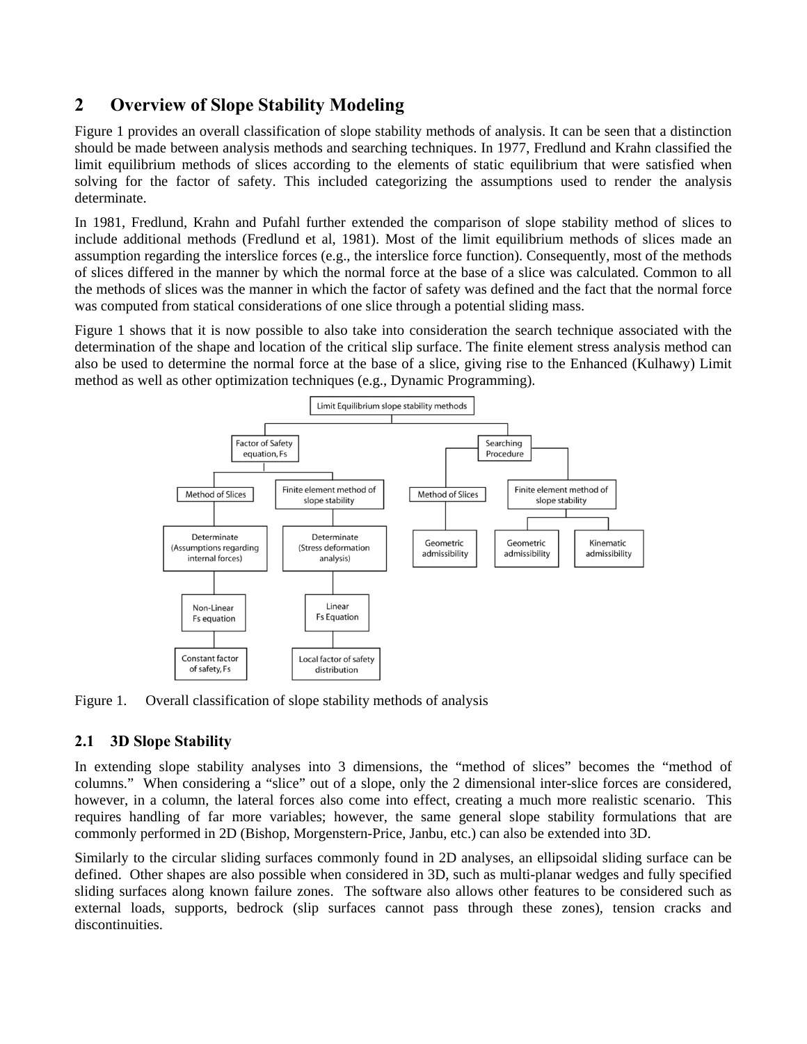## 2 Overview of Slope Stability Modeling

Figure 1 provides an overall classification of slope stability methods of analysis. It can be seen that a distinction should be made between analysis methods and searching techniques. In 1977, Fredlund and Krahn classified the limit equilibrium methods of slices according to the elements of static equilibrium that were satisfied when solving for the factor of safety. This included categorizing the assumptions used to render the analysis determinate.

In 1981, Fredlund, Krahn and Pufahl further extended the comparison of slope stability method of slices to include additional methods (Fredlund et al, 1981). Most of the limit equilibrium methods of slices made an assumption regarding the interslice forces (e.g., the interslice force function). Consequently, most of the methods of slices differed in the manner by which the normal force at the base of a slice was calculated. Common to all the methods of slices was the manner in which the factor of safety was defined and the fact that the normal force was computed from statical considerations of one slice through a potential sliding mass.

Figure 1 shows that it is now possible to also take into consideration the search technique associated with the determination of the shape and location of the critical slip surface. The finite element stress analysis method can also be used to determine the normal force at the base of a slice, giving rise to the Enhanced (Kulhawy) Limit method as well as other optimization techniques (e.g., Dynamic Programming).

Limit Equilibrium slope stability methods

Factor of Safety equation, Fs

Searching Procedure

Method of Slices

Finite element method of slope stability

Method of Slices

Finite element method of slope stability

Determinate (Assumptions regarding internal forces)

Determinate (Stress deformation analysis)

Geometric admissibility

Geometric admissibility

Kinematic admissibility

Non-Linear Fs equation

Linear Fs Equation

Constant factor of safety, Fs

Local factor of safety distribution

Figure 1. Overall classification of slope stability methods of analysis

### 2.1 3D Slope Stability

In extending slope stability analyses into 3 dimensions, the "method of slices" becomes the "method of columns." When considering a "slice" out of a slope, only the 2 dimensional inter-slice forces are considered, however, in a column, the lateral forces also come into effect, creating a much more realistic scenario. This requires handling of far more variables; however, the same general slope stability formulations that are commonly performed in 2D (Bishop, Morgenstern-Price, Janbu, etc.) can also be extended into 3D.

Similarly to the circular sliding surfaces commonly found in 2D analyses, an ellipsoidal sliding surface can be defined. Other shapes are also possible when considered in 3D, such as multi-planar wedges and fully specified sliding surfaces along known failure zones. The software also allows other features to be considered such as external loads, supports, bedrock (slip surfaces cannot pass through these zones), tension cracks and discontinuities.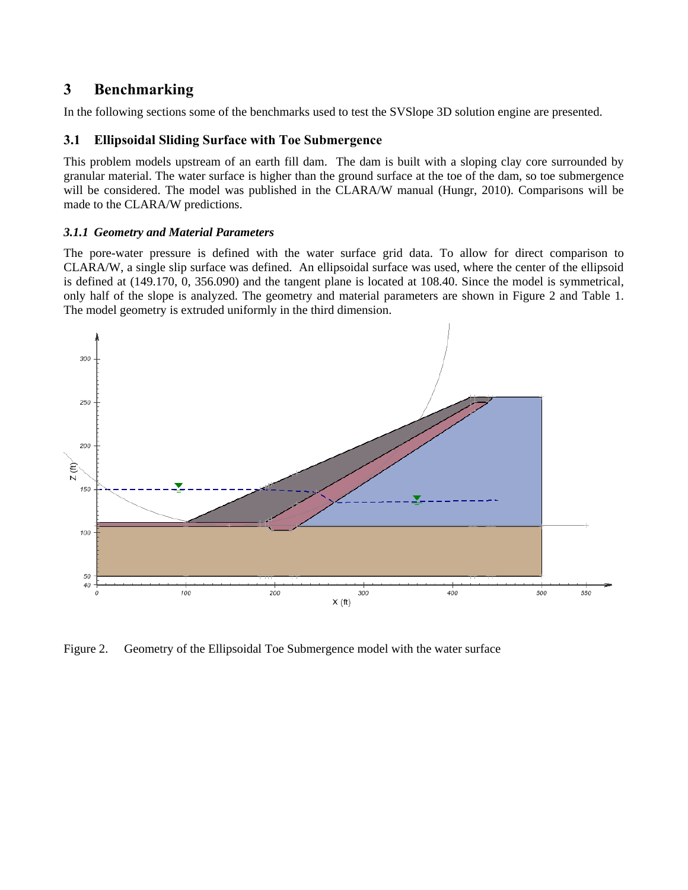# 3 Benchmarking

In the following sections some of the benchmarks used to test the SVSlope 3D solution engine are presented.

## 3.1 Ellipsoidal Sliding Surface with Toe Submergence

This problem models upstream of an earth fill dam. The dam is built with a sloping clay core surrounded by granular material. The water surface is higher than the ground surface at the toe of the dam, so toe submergence will be considered. The model was published in the CLARA/W manual (Hungr, 2010). Comparisons will be made to the CLARA/W predictions.

### *3.1.1 Geometry and Material Parameters*

The pore-water pressure is defined with the water surface grid data. To allow for direct comparison to CLARA/W, a single slip surface was defined. An ellipsoidal surface was used, where the center of the ellipsoid is defined at (149.170, 0, 356.090) and the tangent plane is located at 108.40. Since the model is symmetrical, only half of the slope is analyzed. The geometry and material parameters are shown in Figure 2 and Table 1. The model geometry is extruded uniformly in the third dimension.

Z (ft)
300
250
200
150
100
50
40
0
100
200
300
400
500
550
X (ft)

Figure 2. Geometry of the Ellipsoidal Toe Submergence model with the water surface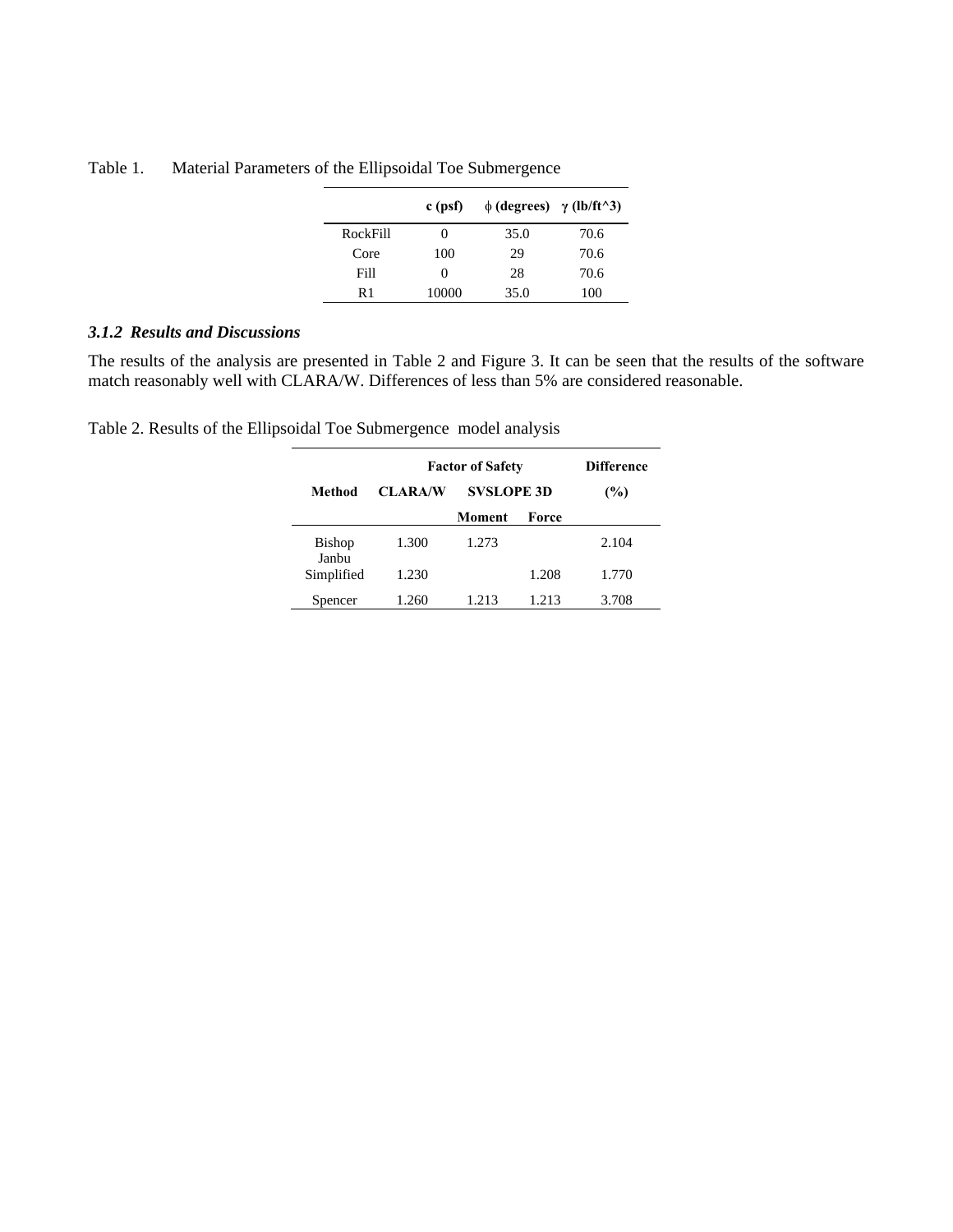Table 1. Material Parameters of the Ellipsoidal Toe Submergence

| | c (psf) | $\phi$ (degrees) | $\gamma$ (lb/ft^3) |
|---|---|---|---|
| RockFill | 0 | 35.0 | 70.6 |
| Core | 100 | 29 | 70.6 |
| Fill | 0 | 28 | 70.6 |
| R1 | 10000 | 35.0 | 100 |

### *3.1.2 Results and Discussions*

The results of the analysis are presented in Table 2 and Figure 3. It can be seen that the results of the software match reasonably well with CLARA/W. Differences of less than 5% are considered reasonable.

Table 2. Results of the Ellipsoidal Toe Submergence model analysis

| | Factor of Safety | | | Difference |
|---|---|---|---|---|
| **Method** | **CLARA/W** | **SVSLOPE 3D** | | **(%)** |
| | | **Moment** | **Force** | |
| Bishop | 1.300 | 1.273 | | 2.104 |
| Janbu Simplified | 1.230 | | 1.208 | 1.770 |
| Spencer | 1.260 | 1.213 | 1.213 | 3.708 |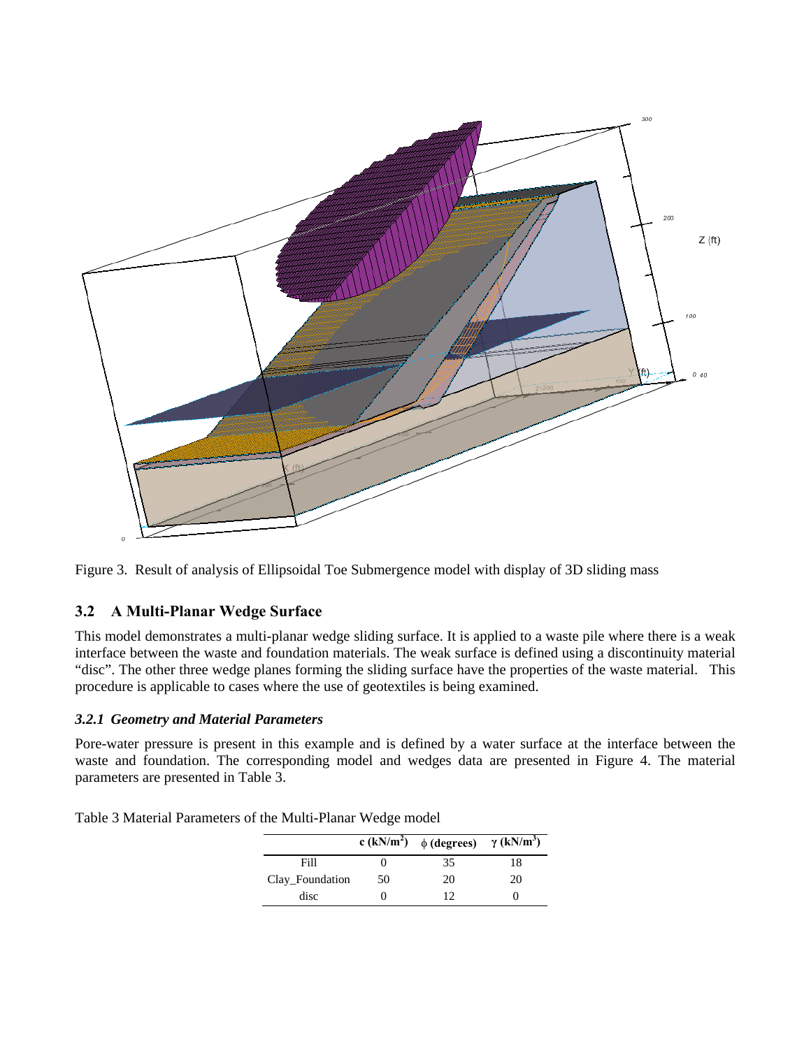Figure 3. Result of analysis of Ellipsoidal Toe Submergence model with display of 3D sliding mass

## 3.2 A Multi-Planar Wedge Surface

This model demonstrates a multi-planar wedge sliding surface. It is applied to a waste pile where there is a weak interface between the waste and foundation materials. The weak surface is defined using a discontinuity material "disc". The other three wedge planes forming the sliding surface have the properties of the waste material. This procedure is applicable to cases where the use of geotextiles is being examined.

### *3.2.1 Geometry and Material Parameters*

Pore-water pressure is present in this example and is defined by a water surface at the interface between the waste and foundation. The corresponding model and wedges data are presented in Figure 4. The material parameters are presented in Table 3.

Table 3 Material Parameters of the Multi-Planar Wedge model

| | c (kN/m$^2$) | $\phi$ (degrees) | $\gamma$ (kN/m$^3$) |
|---|---|---|---|
| Fill | 0 | 35 | 18 |
| Clay_Foundation | 50 | 20 | 20 |
| disc | 0 | 12 | 0 |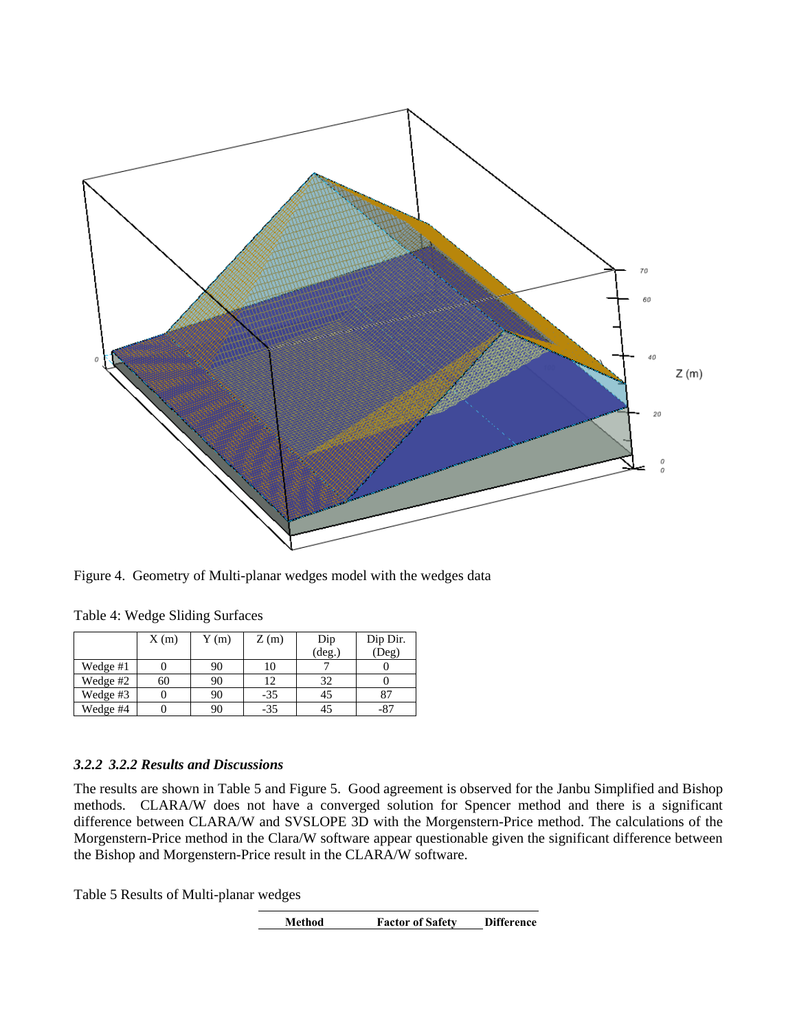70

60

40

Z (m)

20

0

0

0

Figure 4. Geometry of Multi-planar wedges model with the wedges data

Table 4: Wedge Sliding Surfaces

| | X (m) | Y (m) | Z (m) | Dip (deg.) | Dip Dir. (Deg) |
|---|---|---|---|---|---|
| Wedge #1 | 0 | 90 | 10 | 7 | 0 |
| Wedge #2 | 60 | 90 | 12 | 32 | 0 |
| Wedge #3 | 0 | 90 | -35 | 45 | 87 |
| Wedge #4 | 0 | 90 | -35 | 45 | -87 |

### *3.2.2 3.2.2 Results and Discussions*

The results are shown in Table 5 and Figure 5. Good agreement is observed for the Janbu Simplified and Bishop methods. CLARA/W does not have a converged solution for Spencer method and there is a significant difference between CLARA/W and SVSLOPE 3D with the Morgenstern-Price method. The calculations of the Morgenstern-Price method in the Clara/W software appear questionable given the significant difference between the Bishop and Morgenstern-Price result in the CLARA/W software.

Table 5 Results of Multi-planar wedges

| Method | Factor of Safety | Difference |
|---|---|---|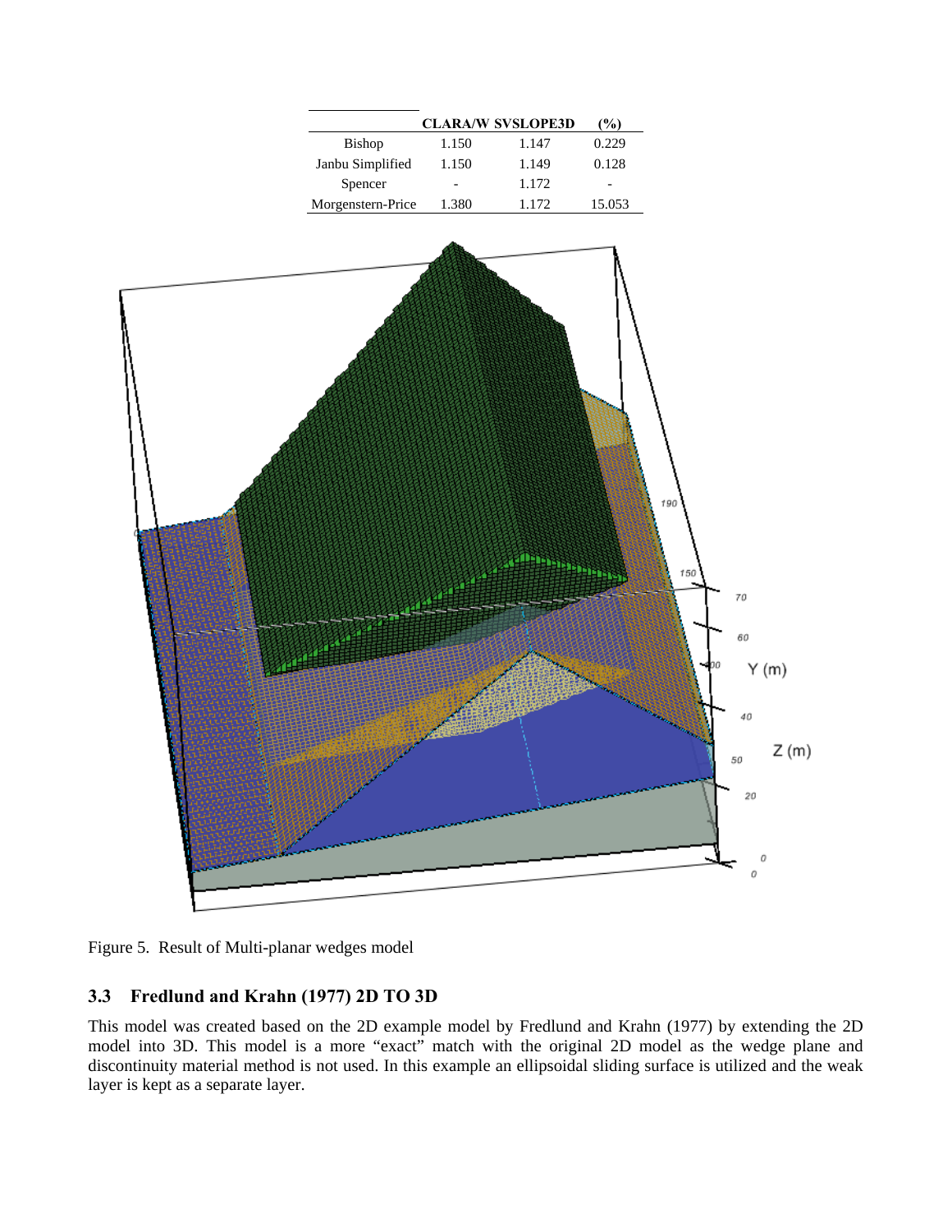| | CLARA/W | SVSLOPE3D | (%) |
|---|---|---|---|
| Bishop | 1.150 | 1.147 | 0.229 |
| Janbu Simplified | 1.150 | 1.149 | 0.128 |
| Spencer | - | 1.172 | - |
| Morgenstern-Price | 1.380 | 1.172 | 15.053 |

Figure 5. Result of Multi-planar wedges model

### 3.3 Fredlund and Krahn (1977) 2D TO 3D

This model was created based on the 2D example model by Fredlund and Krahn (1977) by extending the 2D model into 3D. This model is a more "exact" match with the original 2D model as the wedge plane and discontinuity material method is not used. In this example an ellipsoidal sliding surface is utilized and the weak layer is kept as a separate layer.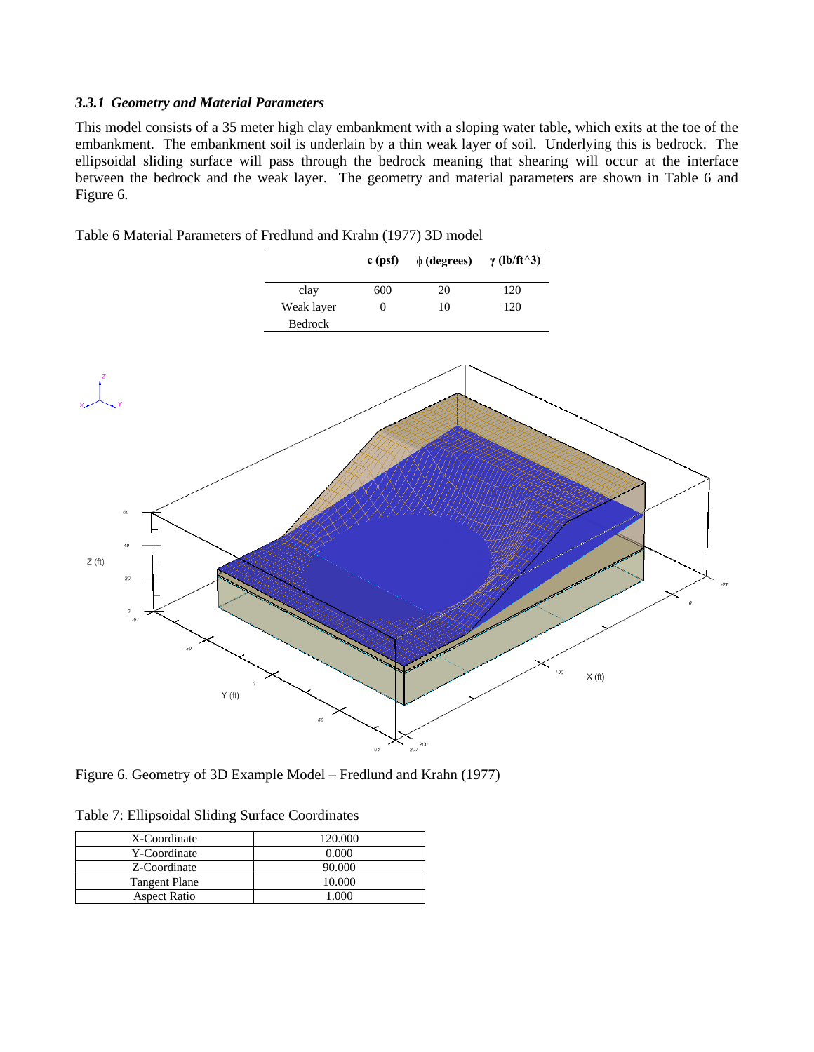### *3.3.1 Geometry and Material Parameters*

This model consists of a 35 meter high clay embankment with a sloping water table, which exits at the toe of the embankment. The embankment soil is underlain by a thin weak layer of soil. Underlying this is bedrock. The ellipsoidal sliding surface will pass through the bedrock meaning that shearing will occur at the interface between the bedrock and the weak layer. The geometry and material parameters are shown in Table 6 and Figure 6.

Table 6 Material Parameters of Fredlund and Krahn (1977) 3D model

| | c (psf) | $\phi$ (degrees) | $\gamma$ (lb/ft^3) |
|---|---|---|---|
| clay | 600 | 20 | 120 |
| Weak layer | 0 | 10 | 120 |
| Bedrock | | | |

Z
X
Y
Z (ft)
60
40
20
0
-91
-50
0
Y (ft)
50
91
207
200
100
X (ft)
0
-27

Figure 6. Geometry of 3D Example Model – Fredlund and Krahn (1977)

Table 7: Ellipsoidal Sliding Surface Coordinates

| | |
|---|---|
| X-Coordinate | 120.000 |
| Y-Coordinate | 0.000 |
| Z-Coordinate | 90.000 |
| Tangent Plane | 10.000 |
| Aspect Ratio | 1.000 |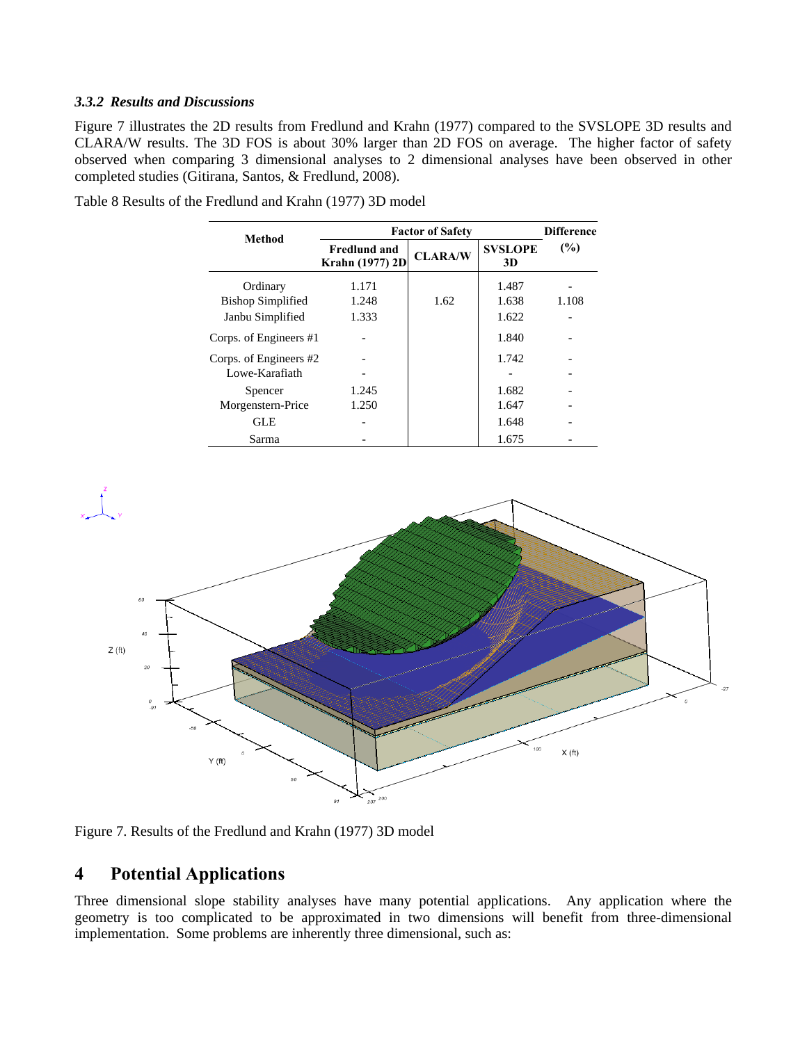### *3.3.2 Results and Discussions*

Figure 7 illustrates the 2D results from Fredlund and Krahn (1977) compared to the SVSLOPE 3D results and CLARA/W results. The 3D FOS is about 30% larger than 2D FOS on average. The higher factor of safety observed when comparing 3 dimensional analyses to 2 dimensional analyses have been observed in other completed studies (Gitirana, Santos, & Fredlund, 2008).

Table 8 Results of the Fredlund and Krahn (1977) 3D model

| Method | Factor of Safety | | | Difference (%) |
|---|---|---|---|---|
| | Fredlund and Krahn (1977) 2D | CLARA/W | SVSLOPE 3D | |
| Ordinary | 1.171 | | 1.487 | - |
| Bishop Simplified | 1.248 | 1.62 | 1.638 | 1.108 |
| Janbu Simplified | 1.333 | | 1.622 | - |
| Corps. of Engineers #1 | - | | 1.840 | - |
| Corps. of Engineers #2 | - | | 1.742 | - |
| Lowe-Karafiath | - | | - | - |
| Spencer | 1.245 | | 1.682 | - |
| Morgenstern-Price | 1.250 | | 1.647 | - |
| GLE | - | | 1.648 | - |
| Sarma | - | | 1.675 | - |

Z (ft)
60
40
20
0
-91
-50
0
50
91
Y (ft)
207
200
100
0
-27
X (ft)

Figure 7. Results of the Fredlund and Krahn (1977) 3D model

# 4 Potential Applications

Three dimensional slope stability analyses have many potential applications. Any application where the geometry is too complicated to be approximated in two dimensions will benefit from three-dimensional implementation. Some problems are inherently three dimensional, such as: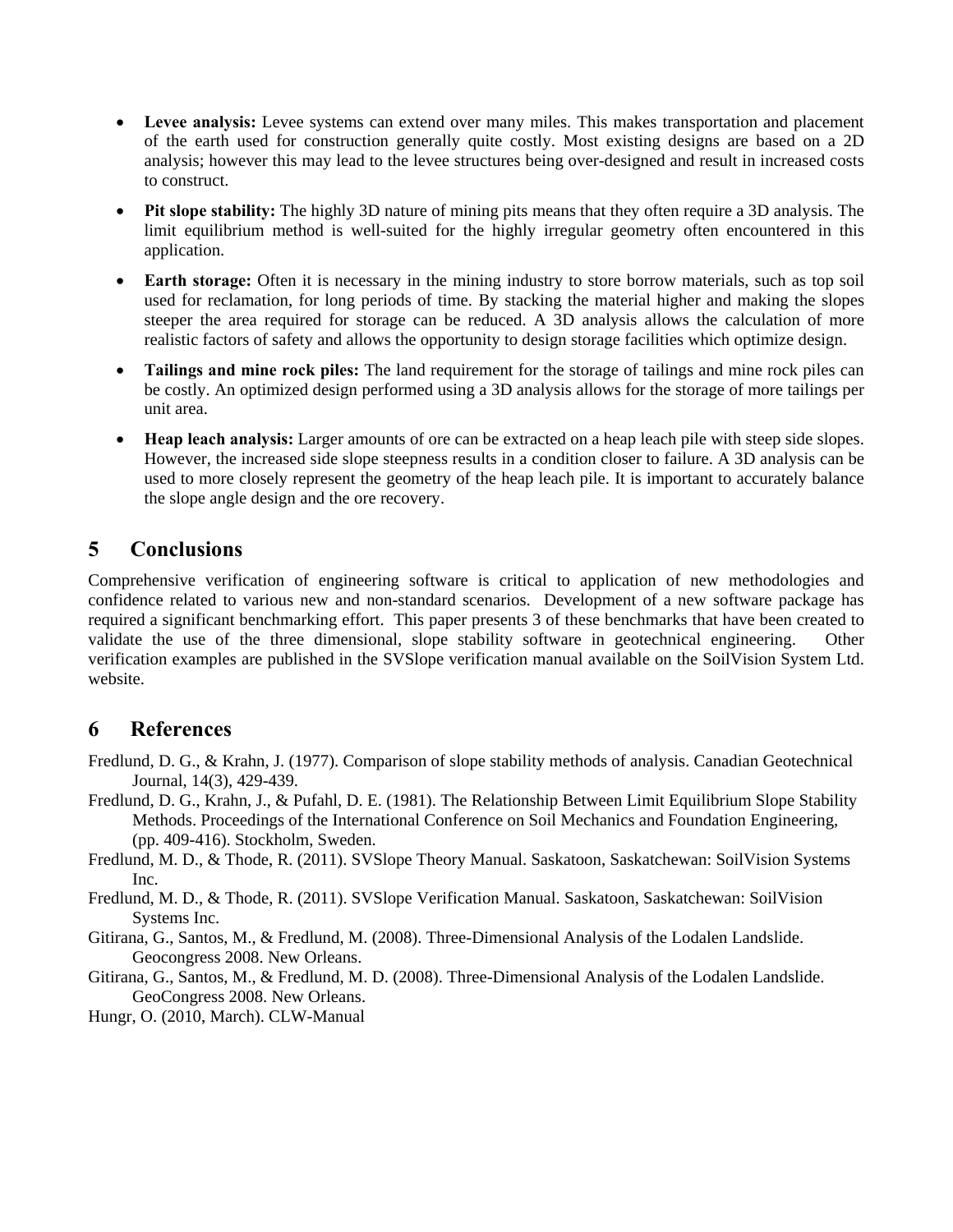- **Levee analysis:** Levee systems can extend over many miles. This makes transportation and placement of the earth used for construction generally quite costly. Most existing designs are based on a 2D analysis; however this may lead to the levee structures being over-designed and result in increased costs to construct.
- **Pit slope stability:** The highly 3D nature of mining pits means that they often require a 3D analysis. The limit equilibrium method is well-suited for the highly irregular geometry often encountered in this application.
- **Earth storage:** Often it is necessary in the mining industry to store borrow materials, such as top soil used for reclamation, for long periods of time. By stacking the material higher and making the slopes steeper the area required for storage can be reduced. A 3D analysis allows the calculation of more realistic factors of safety and allows the opportunity to design storage facilities which optimize design.
- **Tailings and mine rock piles:** The land requirement for the storage of tailings and mine rock piles can be costly. An optimized design performed using a 3D analysis allows for the storage of more tailings per unit area.
- **Heap leach analysis:** Larger amounts of ore can be extracted on a heap leach pile with steep side slopes. However, the increased side slope steepness results in a condition closer to failure. A 3D analysis can be used to more closely represent the geometry of the heap leach pile. It is important to accurately balance the slope angle design and the ore recovery.

# 5 Conclusions

Comprehensive verification of engineering software is critical to application of new methodologies and confidence related to various new and non-standard scenarios. Development of a new software package has required a significant benchmarking effort. This paper presents 3 of these benchmarks that have been created to validate the use of the three dimensional, slope stability software in geotechnical engineering. Other verification examples are published in the SVSlope verification manual available on the SoilVision System Ltd. website.

# 6 References

Fredlund, D. G., & Krahn, J. (1977). Comparison of slope stability methods of analysis. Canadian Geotechnical Journal, 14(3), 429-439.

Fredlund, D. G., Krahn, J., & Pufahl, D. E. (1981). The Relationship Between Limit Equilibrium Slope Stability Methods. Proceedings of the International Conference on Soil Mechanics and Foundation Engineering, (pp. 409-416). Stockholm, Sweden.

Fredlund, M. D., & Thode, R. (2011). SVSlope Theory Manual. Saskatoon, Saskatchewan: SoilVision Systems Inc.

Fredlund, M. D., & Thode, R. (2011). SVSlope Verification Manual. Saskatoon, Saskatchewan: SoilVision Systems Inc.

Gitirana, G., Santos, M., & Fredlund, M. (2008). Three-Dimensional Analysis of the Lodalen Landslide. Geocongress 2008. New Orleans.

Gitirana, G., Santos, M., & Fredlund, M. D. (2008). Three-Dimensional Analysis of the Lodalen Landslide. GeoCongress 2008. New Orleans.

Hungr, O. (2010, March). CLW-Manual